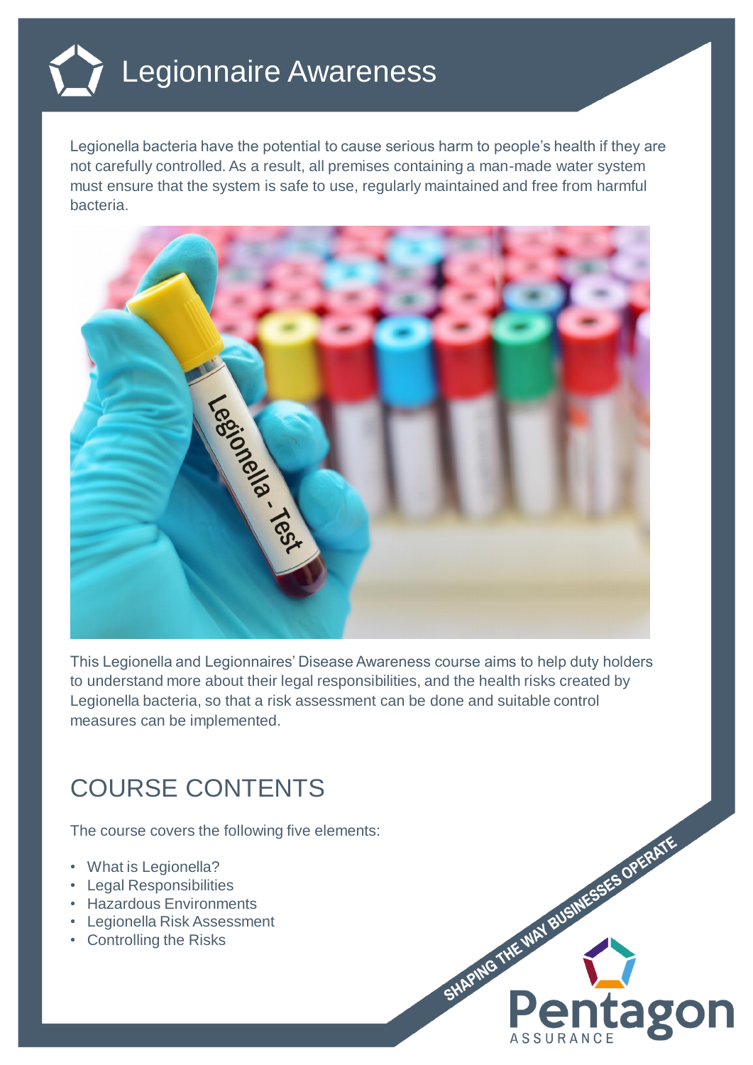# Legionnaire Awareness

Legionella bacteria have the potential to cause serious harm to people's health if they are not carefully controlled. As a result, all premises containing a man-made water system must ensure that the system is safe to use, regularly maintained and free from harmful bacteria.

This Legionella and Legionnaires' Disease Awareness course aims to help duty holders to understand more about their legal responsibilities, and the health risks created by Legionella bacteria, so that a risk assessment can be done and suitable control measures can be implemented.

## COURSE CONTENTS

The course covers the following five elements:

- What is Legionella?
- Legal Responsibilities
- Hazardous Environments
- Legionella Risk Assessment
- Controlling the Risks

SHAPING THE WAY BUSINESSES OPERATE

Pentagon ASSURANCE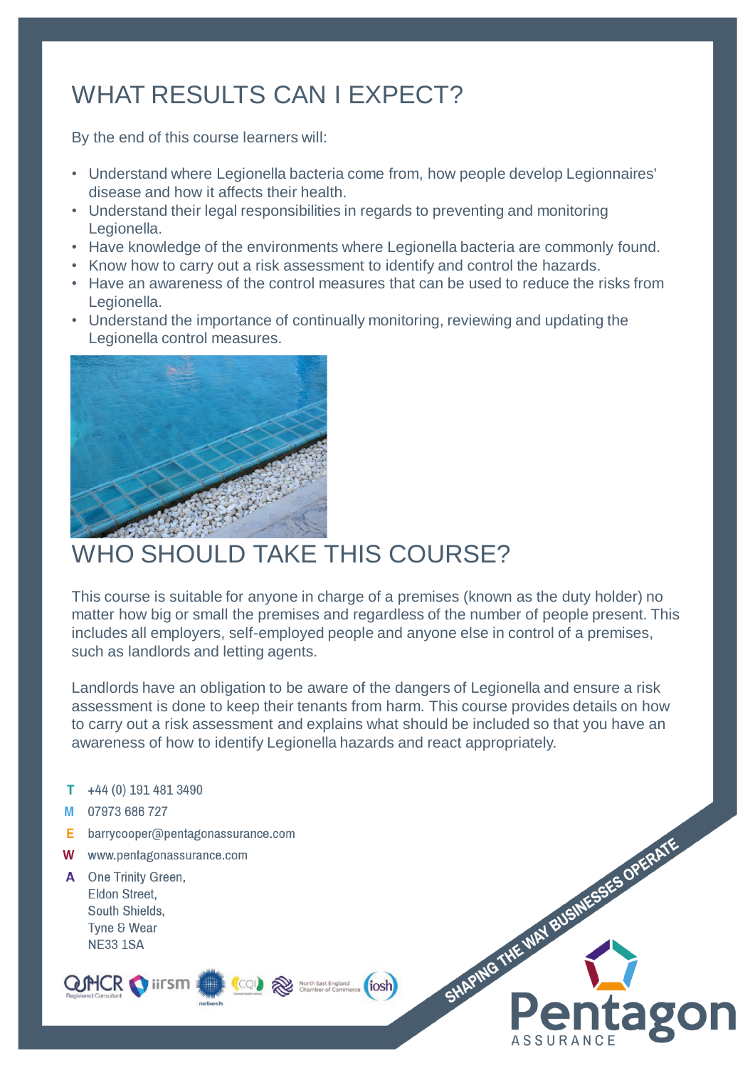# WHAT RESULTS CAN I EXPECT?

By the end of this course learners will:

- Understand where Legionella bacteria come from, how people develop Legionnaires' disease and how it affects their health.
- Understand their legal responsibilities in regards to preventing and monitoring Legionella.
- Have knowledge of the environments where Legionella bacteria are commonly found.
- Know how to carry out a risk assessment to identify and control the hazards.
- Have an awareness of the control measures that can be used to reduce the risks from Legionella.
- Understand the importance of continually monitoring, reviewing and updating the Legionella control measures.

# WHO SHOULD TAKE THIS COURSE?

This course is suitable for anyone in charge of a premises (known as the duty holder) no matter how big or small the premises and regardless of the number of people present. This includes all employers, self-employed people and anyone else in control of a premises, such as landlords and letting agents.

Landlords have an obligation to be aware of the dangers of Legionella and ensure a risk assessment is done to keep their tenants from harm. This course provides details on how to carry out a risk assessment and explains what should be included so that you have an awareness of how to identify Legionella hazards and react appropriately.

**T** +44 (0) 191 481 3490
**M** 07973 686 727
**E** barrycooper@pentagonassurance.com
**W** www.pentagonassurance.com
**A** One Trinity Green,
Eldon Street,
South Shields,
Tyne & Wear
NE33 1SA

SHAPING THE WAY BUSINESSES OPERATE

Pentagon ASSURANCE